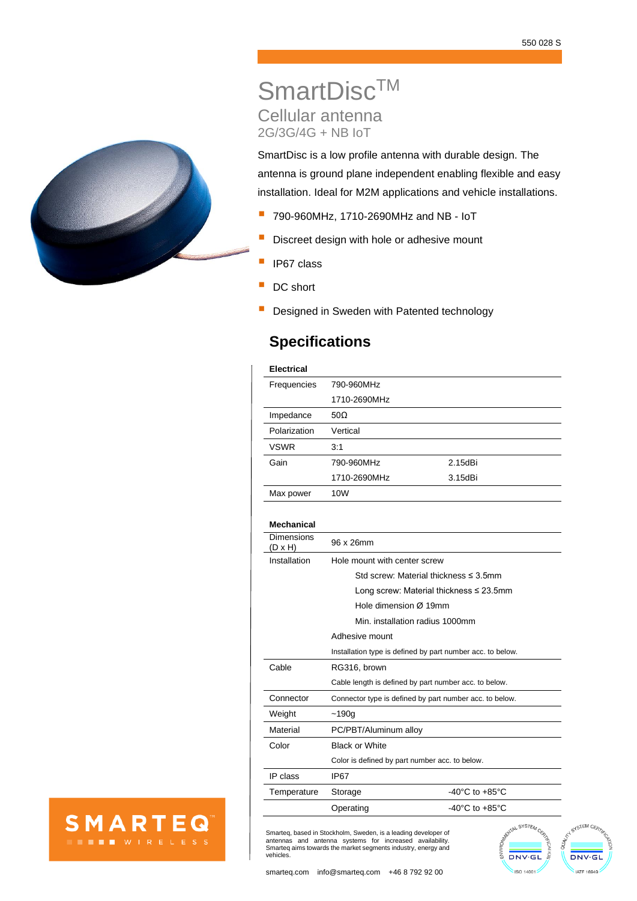550 028 S

# SmartDisc™

## Cellular antenna

### 2G/3G/4G + NB IoT

SmartDisc is a low profile antenna with durable design. The antenna is ground plane independent enabling flexible and easy installation. Ideal for M2M applications and vehicle installations.

- 790-960MHz, 1710-2690MHz and NB - IoT
- Discreet design with hole or adhesive mount
- IP67 class
- DC short
- Designed in Sweden with Patented technology

## Specifications

**Electrical**

| | | |
|---|---|---|
| Frequencies | 790-960MHz | |
| | 1710-2690MHz | |
| Impedance | 50Ω | |
| Polarization | Vertical | |
| VSWR | 3:1 | |
| Gain | 790-960MHz | 2.15dBi |
| | 1710-2690MHz | 3.15dBi |
| Max power | 10W | |

**Mechanical**

| | | |
|---|---|---|
| Dimensions (D x H) | 96 x 26mm | |
| Installation | Hole mount with center screw | |
| | Std screw: Material thickness ≤ 3.5mm | |
| | Long screw: Material thickness ≤ 23.5mm | |
| | Hole dimension Ø 19mm | |
| | Min. installation radius 1000mm | |
| | Adhesive mount | |
| | Installation type is defined by part number acc. to below. | |
| Cable | RG316, brown | |
| | Cable length is defined by part number acc. to below. | |
| Connector | Connector type is defined by part number acc. to below. | |
| Weight | ~190g | |
| Material | PC/PBT/Aluminum alloy | |
| Color | Black or White | |
| | Color is defined by part number acc. to below. | |
| IP class | IP67 | |
| Temperature | Storage | -40°C to +85°C |
| | Operating | -40°C to +85°C |

SMARTEQ™ WIRELESS

Smarteq, based in Stockholm, Sweden, is a leading developer of antennas and antenna systems for increased availability. Smarteq aims towards the market segments industry, energy and vehicles.

smarteq.com    info@smarteq.com    +46 8 792 92 00

DNV·GL ISO 14001    DNV·GL IATF 16949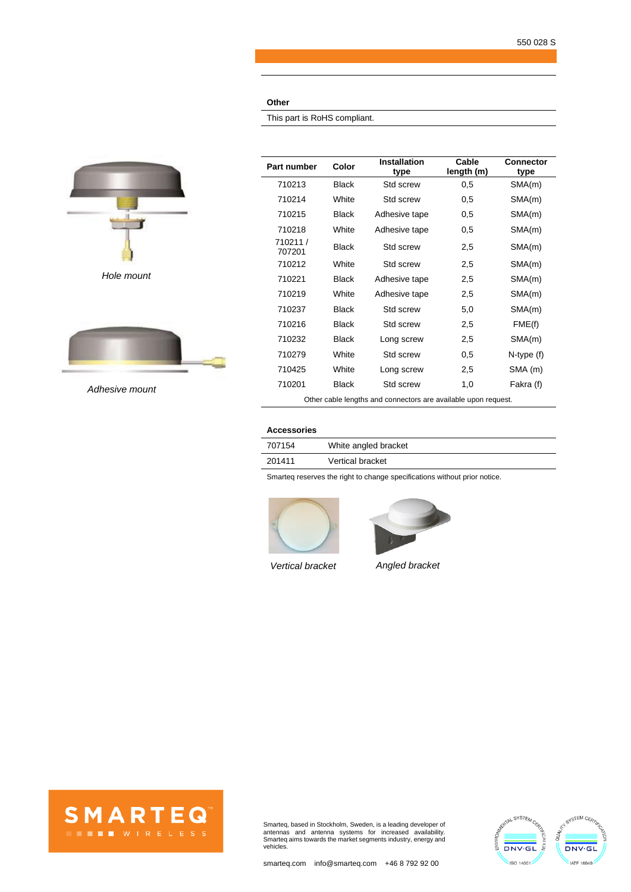### Other

This part is RoHS compliant.

*Hole mount*

*Adhesive mount*

| Part number | Color | Installation type | Cable length (m) | Connector type |
|---|---|---|---|---|
| 710213 | Black | Std screw | 0,5 | SMA(m) |
| 710214 | White | Std screw | 0,5 | SMA(m) |
| 710215 | Black | Adhesive tape | 0,5 | SMA(m) |
| 710218 | White | Adhesive tape | 0,5 | SMA(m) |
| 710211 / 707201 | Black | Std screw | 2,5 | SMA(m) |
| 710212 | White | Std screw | 2,5 | SMA(m) |
| 710221 | Black | Adhesive tape | 2,5 | SMA(m) |
| 710219 | White | Adhesive tape | 2,5 | SMA(m) |
| 710237 | Black | Std screw | 5,0 | SMA(m) |
| 710216 | Black | Std screw | 2,5 | FME(f) |
| 710232 | Black | Long screw | 2,5 | SMA(m) |
| 710279 | White | Std screw | 0,5 | N-type (f) |
| 710425 | White | Long screw | 2,5 | SMA (m) |
| 710201 | Black | Std screw | 1,0 | Fakra (f) |

Other cable lengths and connectors are available upon request.

### Accessories

| | |
|---|---|
| 707154 | White angled bracket |
| 201411 | Vertical bracket |

Smarteq reserves the right to change specifications without prior notice.

*Vertical bracket*

*Angled bracket*

Smarteq, based in Stockholm, Sweden, is a leading developer of antennas and antenna systems for increased availability. Smarteq aims towards the market segments industry, energy and vehicles.

smarteq.com info@smarteq.com +46 8 792 92 00